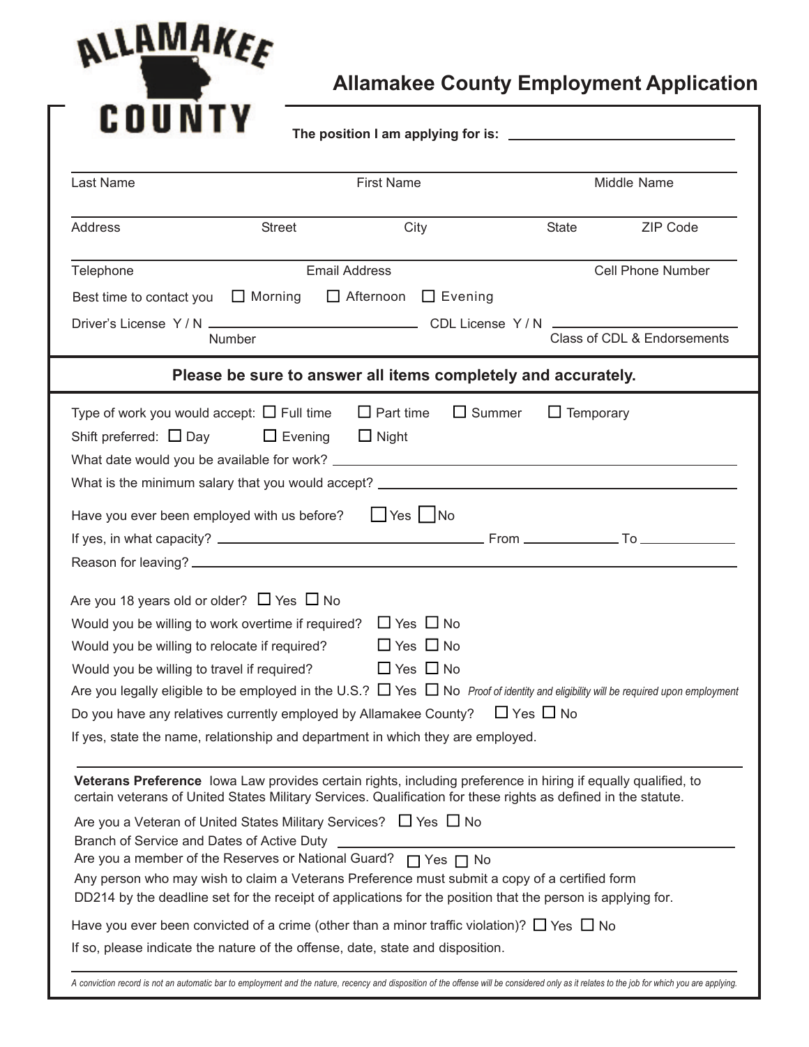ALLAMAKEE COUNTY

# Allamakee County Employment Application

**The position I am applying for is:** ______________________________

| Last Name | First Name | Middle Name |
|---|---|---|

| Address | Street | City | State | ZIP Code |
|---|---|---|---|---|

| Telephone | Email Address | Cell Phone Number |
|---|---|---|

Best time to contact you ☐ Morning ☐ Afternoon ☐ Evening

Driver's License Y / N ______________________ CDL License Y / N ______________________
Number                                                                                                    Class of CDL & Endorsements

**Please be sure to answer all items completely and accurately.**

Type of work you would accept: ☐ Full time ☐ Part time ☐ Summer ☐ Temporary

Shift preferred: ☐ Day ☐ Evening ☐ Night

What date would you be available for work? ______________________________

What is the minimum salary that you would accept? ______________________________

Have you ever been employed with us before? ☐ Yes ☐ No

If yes, in what capacity? ______________________ From ____________ To ____________

Reason for leaving? ______________________________

Are you 18 years old or older? ☐ Yes ☐ No

Would you be willing to work overtime if required? ☐ Yes ☐ No

Would you be willing to relocate if required? ☐ Yes ☐ No

Would you be willing to travel if required? ☐ Yes ☐ No

Are you legally eligible to be employed in the U.S.? ☐ Yes ☐ No *Proof of identity and eligibility will be required upon employment*

Do you have any relatives currently employed by Allamakee County? ☐ Yes ☐ No

If yes, state the name, relationship and department in which they are employed.

**Veterans Preference** Iowa Law provides certain rights, including preference in hiring if equally qualified, to certain veterans of United States Military Services. Qualification for these rights as defined in the statute.

Are you a Veteran of United States Military Services? ☐ Yes ☐ No

Branch of Service and Dates of Active Duty ______________________________

Are you a member of the Reserves or National Guard? ☐ Yes ☐ No

Any person who may wish to claim a Veterans Preference must submit a copy of a certified form DD214 by the deadline set for the receipt of applications for the position that the person is applying for.

Have you ever been convicted of a crime (other than a minor traffic violation)? ☐ Yes ☐ No

If so, please indicate the nature of the offense, date, state and disposition.

*A conviction record is not an automatic bar to employment and the nature, recency and disposition of the offense will be considered only as it relates to the job for which you are applying.*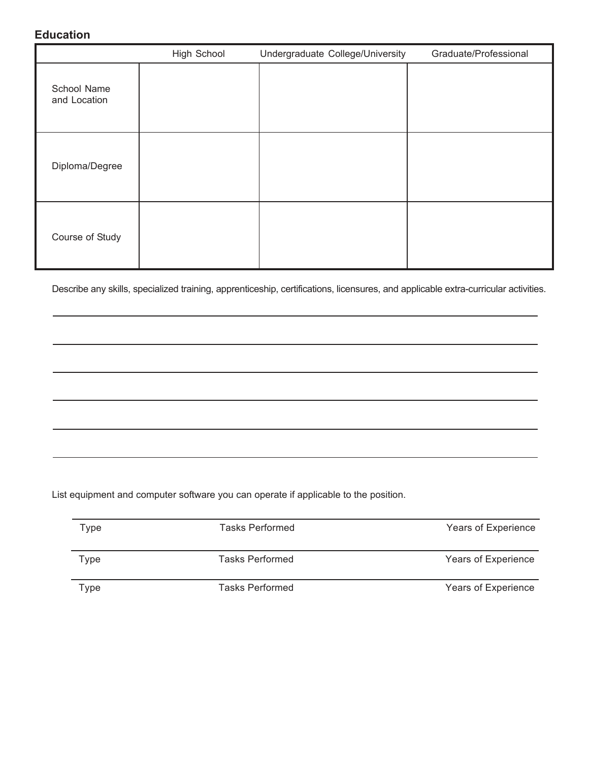## Education

| | High School | Undergraduate College/University | Graduate/Professional |
|---|---|---|---|
| School Name and Location | | | |
| Diploma/Degree | | | |
| Course of Study | | | |

Describe any skills, specialized training, apprenticeship, certifications, licensures, and applicable extra-curricular activities.

List equipment and computer software you can operate if applicable to the position.

| Type | Tasks Performed | Years of Experience |
|---|---|---|
| Type | Tasks Performed | Years of Experience |
| Type | Tasks Performed | Years of Experience |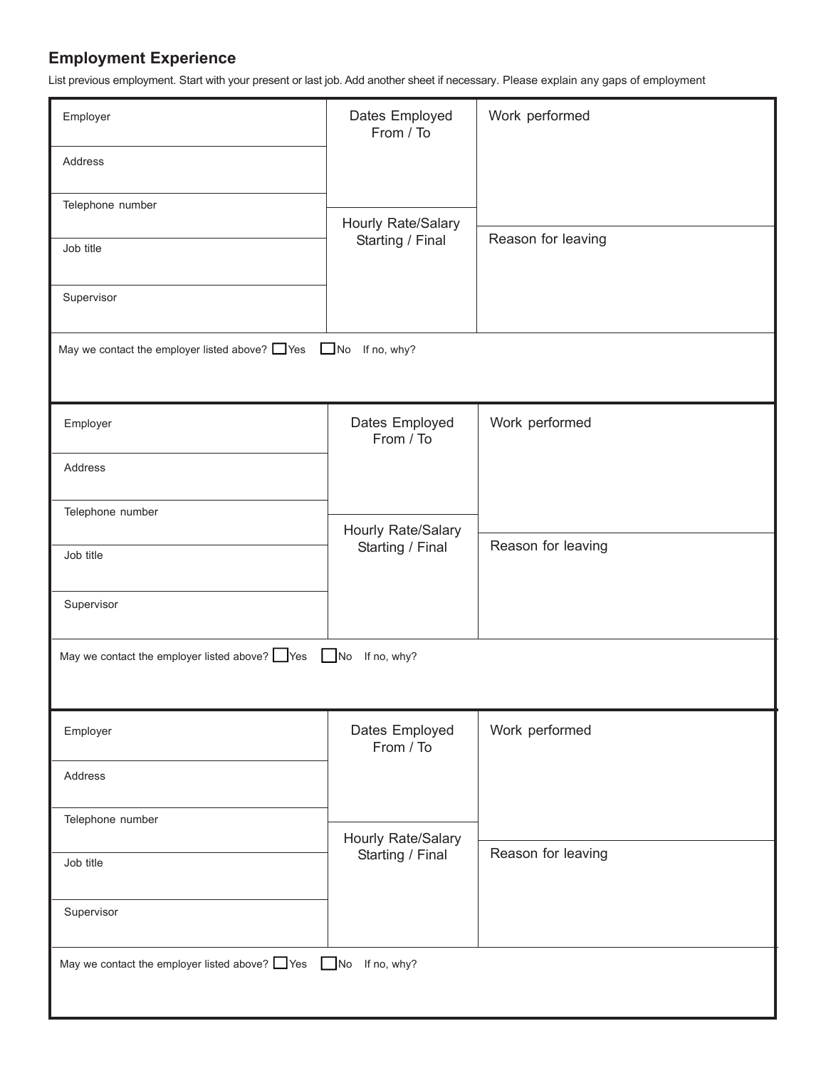## Employment Experience

List previous employment. Start with your present or last job. Add another sheet if necessary. Please explain any gaps of employment

| | | |
|---|---|---|
| Employer | Dates Employed From / To | Work performed |
| Address | | |
| Telephone number | Hourly Rate/Salary Starting / Final | Reason for leaving |
| Job title | | |
| Supervisor | | |
| May we contact the employer listed above? ☐ Yes ☐ No If no, why? | | |

| | | |
|---|---|---|
| Employer | Dates Employed From / To | Work performed |
| Address | | |
| Telephone number | Hourly Rate/Salary Starting / Final | Reason for leaving |
| Job title | | |
| Supervisor | | |
| May we contact the employer listed above? ☐ Yes ☐ No If no, why? | | |

| | | |
|---|---|---|
| Employer | Dates Employed From / To | Work performed |
| Address | | |
| Telephone number | Hourly Rate/Salary Starting / Final | Reason for leaving |
| Job title | | |
| Supervisor | | |
| May we contact the employer listed above? ☐ Yes ☐ No If no, why? | | |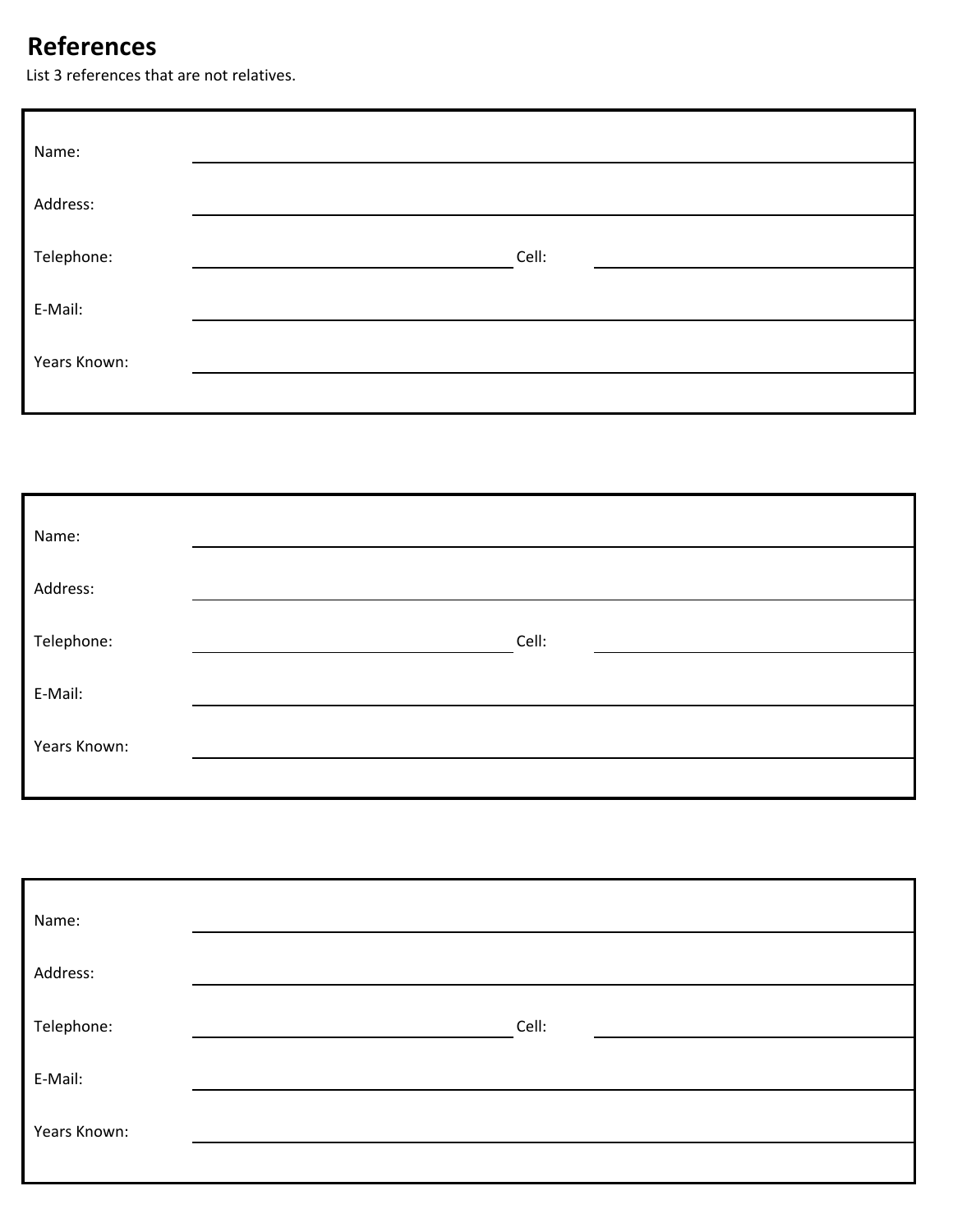## References

List 3 references that are not relatives.

Name: ______________________________

Address: ______________________________

Telephone: ______________________________ Cell: ______________________________

E-Mail: ______________________________

Years Known: ______________________________

---

Name: ______________________________

Address: ______________________________

Telephone: ______________________________ Cell: ______________________________

E-Mail: ______________________________

Years Known: ______________________________

---

Name: ______________________________

Address: ______________________________

Telephone: ______________________________ Cell: ______________________________

E-Mail: ______________________________

Years Known: ______________________________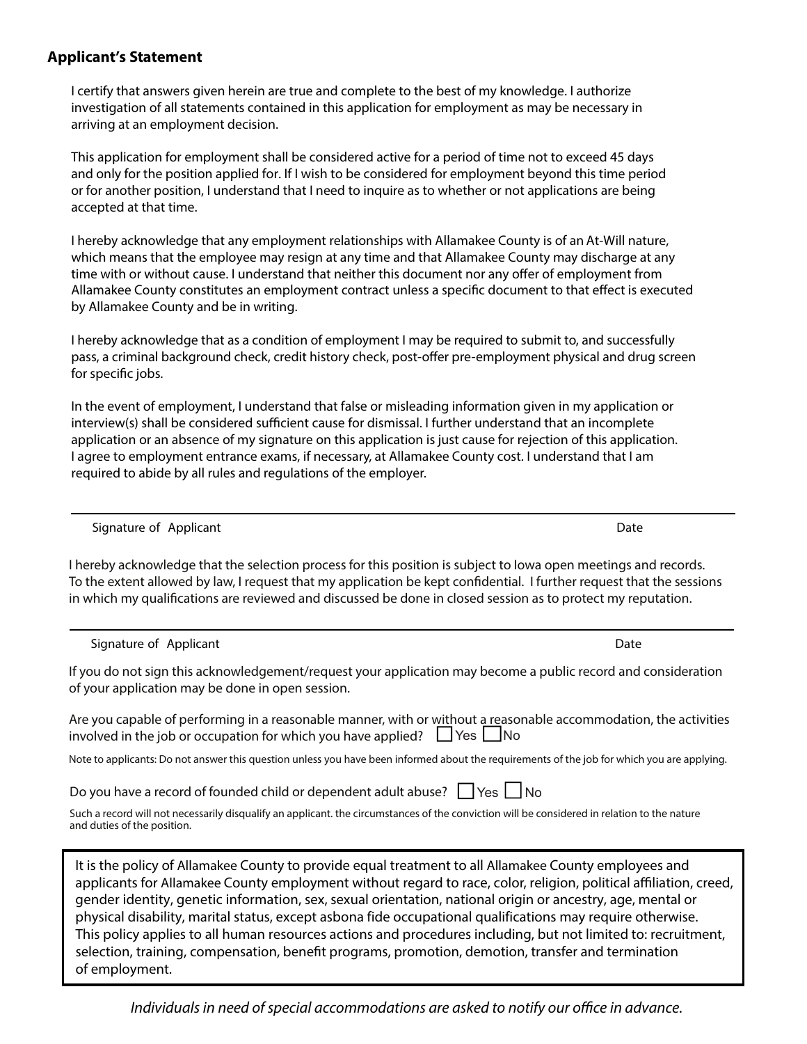### Applicant's Statement

I certify that answers given herein are true and complete to the best of my knowledge. I authorize investigation of all statements contained in this application for employment as may be necessary in arriving at an employment decision.

This application for employment shall be considered active for a period of time not to exceed 45 days and only for the position applied for. If I wish to be considered for employment beyond this time period or for another position, I understand that I need to inquire as to whether or not applications are being accepted at that time.

I hereby acknowledge that any employment relationships with Allamakee County is of an At-Will nature, which means that the employee may resign at any time and that Allamakee County may discharge at any time with or without cause. I understand that neither this document nor any offer of employment from Allamakee County constitutes an employment contract unless a specific document to that effect is executed by Allamakee County and be in writing.

I hereby acknowledge that as a condition of employment I may be required to submit to, and successfully pass, a criminal background check, credit history check, post-offer pre-employment physical and drug screen for specific jobs.

In the event of employment, I understand that false or misleading information given in my application or interview(s) shall be considered sufficient cause for dismissal. I further understand that an incomplete application or an absence of my signature on this application is just cause for rejection of this application. I agree to employment entrance exams, if necessary, at Allamakee County cost. I understand that I am required to abide by all rules and regulations of the employer.

_______________________________________________________________

Signature of Applicant                                                                                    Date

I hereby acknowledge that the selection process for this position is subject to Iowa open meetings and records. To the extent allowed by law, I request that my application be kept confidential. I further request that the sessions in which my qualifications are reviewed and discussed be done in closed session as to protect my reputation.

_______________________________________________________________

Signature of Applicant                                                                                    Date

If you do not sign this acknowledgement/request your application may become a public record and consideration of your application may be done in open session.

Are you capable of performing in a reasonable manner, with or without a reasonable accommodation, the activities involved in the job or occupation for which you have applied? ☐ Yes ☐ No

Note to applicants: Do not answer this question unless you have been informed about the requirements of the job for which you are applying.

Do you have a record of founded child or dependent adult abuse? ☐ Yes ☐ No

Such a record will not necessarily disqualify an applicant. the circumstances of the conviction will be considered in relation to the nature and duties of the position.

It is the policy of Allamakee County to provide equal treatment to all Allamakee County employees and applicants for Allamakee County employment without regard to race, color, religion, political affiliation, creed, gender identity, genetic information, sex, sexual orientation, national origin or ancestry, age, mental or physical disability, marital status, except asbona fide occupational qualifications may require otherwise. This policy applies to all human resources actions and procedures including, but not limited to: recruitment, selection, training, compensation, benefit programs, promotion, demotion, transfer and termination of employment.

*Individuals in need of special accommodations are asked to notify our office in advance.*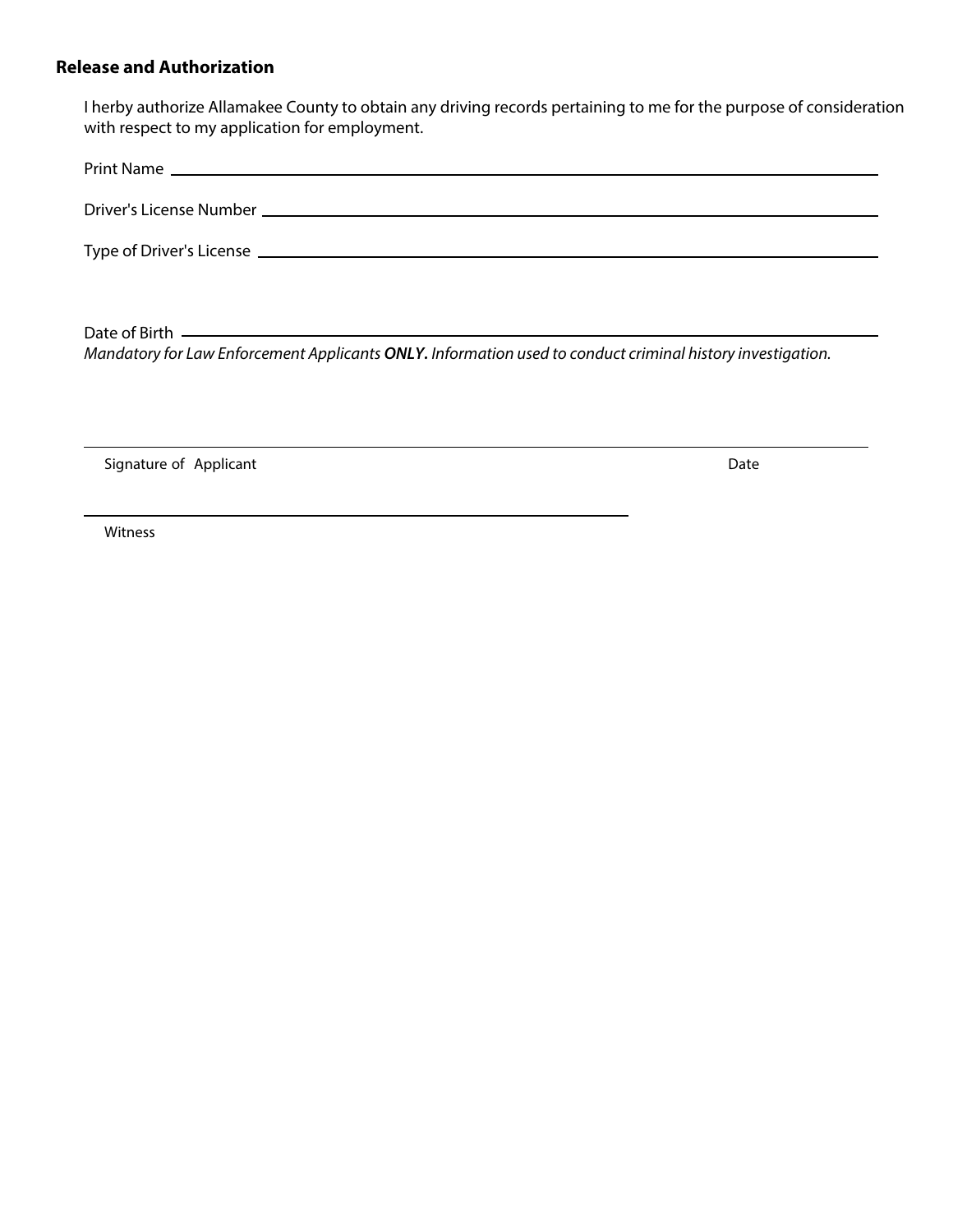## Release and Authorization

I herby authorize Allamakee County to obtain any driving records pertaining to me for the purpose of consideration with respect to my application for employment.

Print Name ______________________________

Driver's License Number ______________________________

Type of Driver's License ______________________________

Date of Birth ______________________________

*Mandatory for Law Enforcement Applicants* ***ONLY.*** *Information used to conduct criminal history investigation.*

______________________________

Signature of Applicant                                        Date

______________________________

Witness